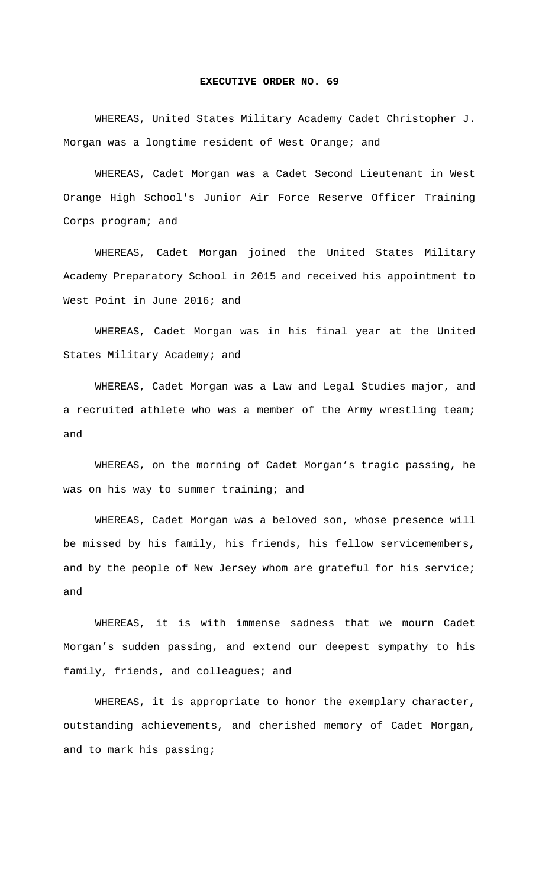**EXECUTIVE ORDER NO. 69**

WHEREAS, United States Military Academy Cadet Christopher J. Morgan was a longtime resident of West Orange; and

WHEREAS, Cadet Morgan was a Cadet Second Lieutenant in West Orange High School's Junior Air Force Reserve Officer Training Corps program; and

WHEREAS, Cadet Morgan joined the United States Military Academy Preparatory School in 2015 and received his appointment to West Point in June 2016; and

WHEREAS, Cadet Morgan was in his final year at the United States Military Academy; and

WHEREAS, Cadet Morgan was a Law and Legal Studies major, and a recruited athlete who was a member of the Army wrestling team; and

WHEREAS, on the morning of Cadet Morgan's tragic passing, he was on his way to summer training; and

WHEREAS, Cadet Morgan was a beloved son, whose presence will be missed by his family, his friends, his fellow servicemembers, and by the people of New Jersey whom are grateful for his service; and

WHEREAS, it is with immense sadness that we mourn Cadet Morgan's sudden passing, and extend our deepest sympathy to his family, friends, and colleagues; and

WHEREAS, it is appropriate to honor the exemplary character, outstanding achievements, and cherished memory of Cadet Morgan, and to mark his passing;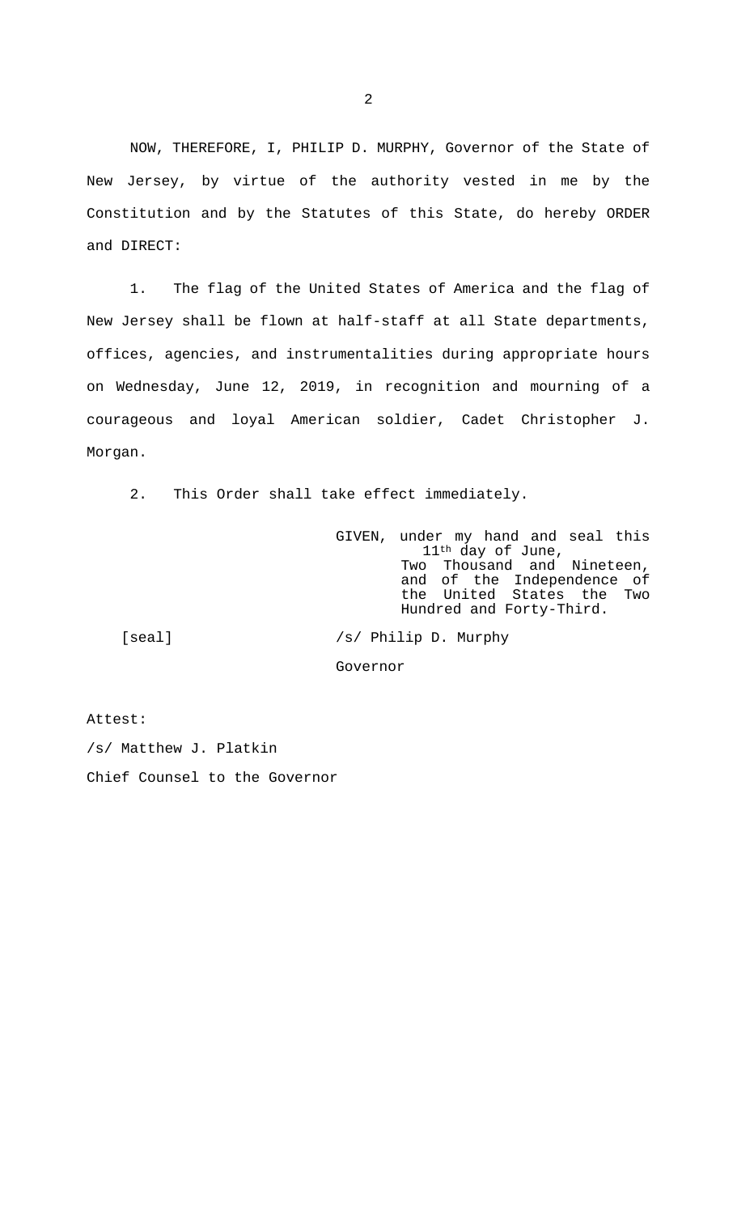NOW, THEREFORE, I, PHILIP D. MURPHY, Governor of the State of New Jersey, by virtue of the authority vested in me by the Constitution and by the Statutes of this State, do hereby ORDER and DIRECT:

1. The flag of the United States of America and the flag of New Jersey shall be flown at half-staff at all State departments, offices, agencies, and instrumentalities during appropriate hours on Wednesday, June 12, 2019, in recognition and mourning of a courageous and loyal American soldier, Cadet Christopher J. Morgan.

2. This Order shall take effect immediately.

GIVEN, under my hand and seal this 11th day of June, Two Thousand and Nineteen, and of the Independence of the United States the Two Hundred and Forty-Third.

[seal]

/s/ Philip D. Murphy

Governor

Attest:

/s/ Matthew J. Platkin

Chief Counsel to the Governor